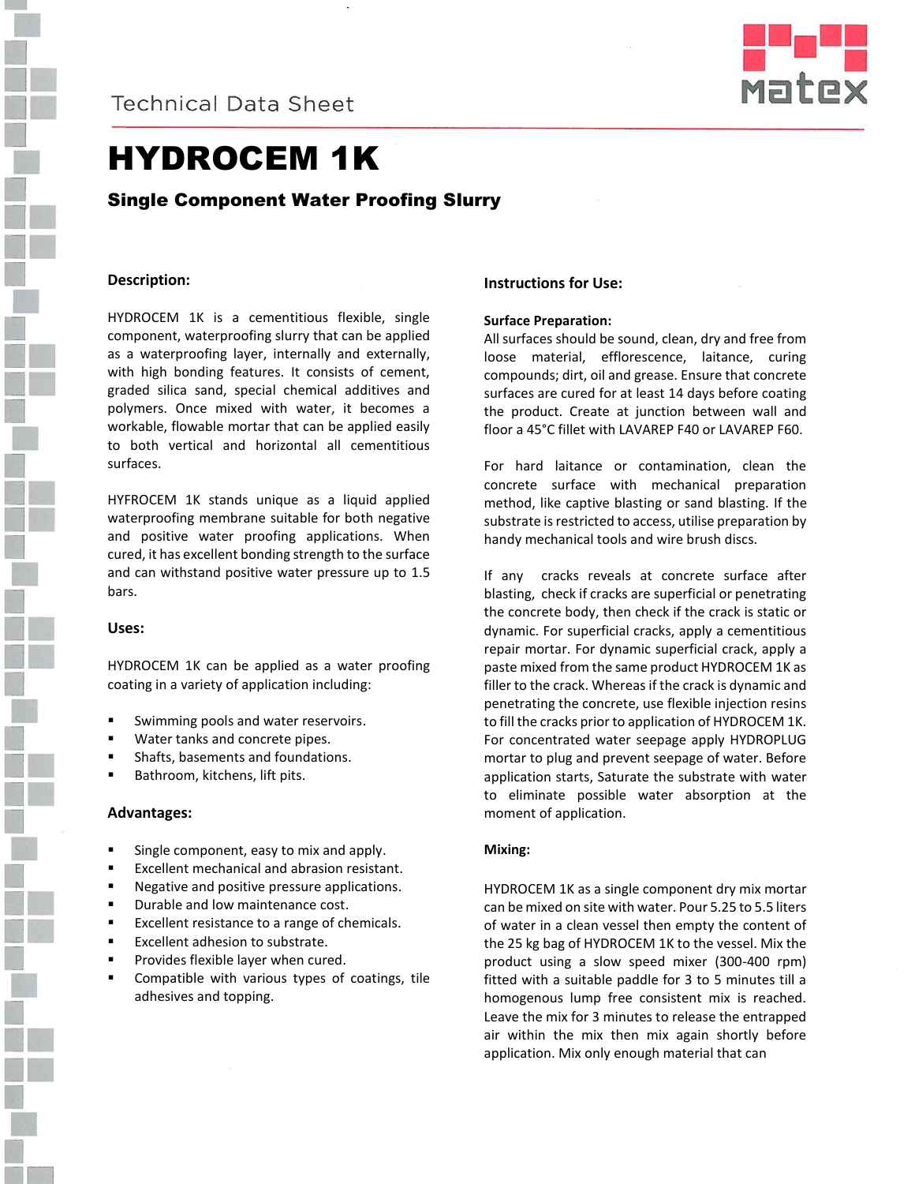Technical Data Sheet

# HYDROCEM 1K

## Single Component Water Proofing Slurry

### Description:

HYDROCEM 1K is a cementitious flexible, single component, waterproofing slurry that can be applied as a waterproofing layer, internally and externally, with high bonding features. It consists of cement, graded silica sand, special chemical additives and polymers. Once mixed with water, it becomes a workable, flowable mortar that can be applied easily to both vertical and horizontal all cementitious surfaces.

HYFROCEM 1K stands unique as a liquid applied waterproofing membrane suitable for both negative and positive water proofing applications. When cured, it has excellent bonding strength to the surface and can withstand positive water pressure up to 1.5 bars.

### Uses:

HYDROCEM 1K can be applied as a water proofing coating in a variety of application including:

- Swimming pools and water reservoirs.
- Water tanks and concrete pipes.
- Shafts, basements and foundations.
- Bathroom, kitchens, lift pits.

### Advantages:

- Single component, easy to mix and apply.
- Excellent mechanical and abrasion resistant.
- Negative and positive pressure applications.
- Durable and low maintenance cost.
- Excellent resistance to a range of chemicals.
- Excellent adhesion to substrate.
- Provides flexible layer when cured.
- Compatible with various types of coatings, tile adhesives and topping.

### Instructions for Use:

**Surface Preparation:**

All surfaces should be sound, clean, dry and free from loose material, efflorescence, laitance, curing compounds; dirt, oil and grease. Ensure that concrete surfaces are cured for at least 14 days before coating the product. Create at junction between wall and floor a 45°C fillet with LAVAREP F40 or LAVAREP F60.

For hard laitance or contamination, clean the concrete surface with mechanical preparation method, like captive blasting or sand blasting. If the substrate is restricted to access, utilise preparation by handy mechanical tools and wire brush discs.

If any cracks reveals at concrete surface after blasting, check if cracks are superficial or penetrating the concrete body, then check if the crack is static or dynamic. For superficial cracks, apply a cementitious repair mortar. For dynamic superficial crack, apply a paste mixed from the same product HYDROCEM 1K as filler to the crack. Whereas if the crack is dynamic and penetrating the concrete, use flexible injection resins to fill the cracks prior to application of HYDROCEM 1K. For concentrated water seepage apply HYDROPLUG mortar to plug and prevent seepage of water. Before application starts, Saturate the substrate with water to eliminate possible water absorption at the moment of application.

**Mixing:**

HYDROCEM 1K as a single component dry mix mortar can be mixed on site with water. Pour 5.25 to 5.5 liters of water in a clean vessel then empty the content of the 25 kg bag of HYDROCEM 1K to the vessel. Mix the product using a slow speed mixer (300-400 rpm) fitted with a suitable paddle for 3 to 5 minutes till a homogenous lump free consistent mix is reached. Leave the mix for 3 minutes to release the entrapped air within the mix then mix again shortly before application. Mix only enough material that can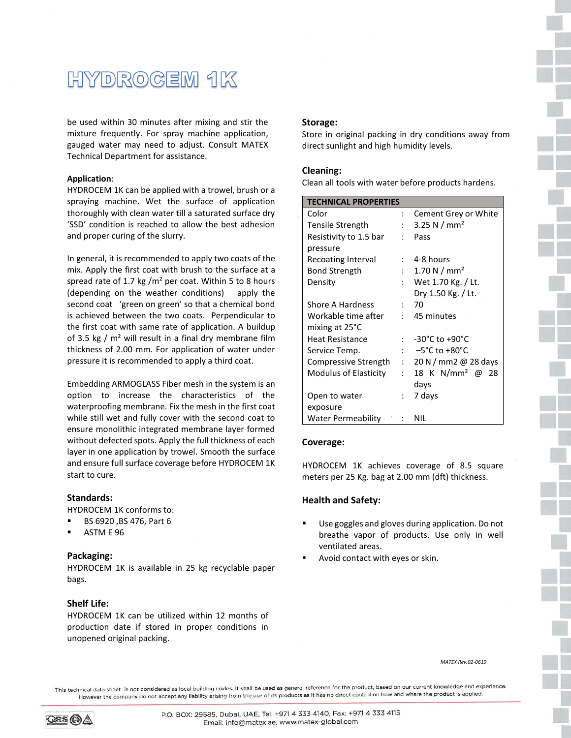# HYDROCEM 1K

be used within 30 minutes after mixing and stir the mixture frequently. For spray machine application, gauged water may need to adjust. Consult MATEX Technical Department for assistance.

**Application**:
HYDROCEM 1K can be applied with a trowel, brush or a spraying machine. Wet the surface of application thoroughly with clean water till a saturated surface dry 'SSD' condition is reached to allow the best adhesion and proper curing of the slurry.

In general, it is recommended to apply two coats of the mix. Apply the first coat with brush to the surface at a spread rate of 1.7 kg /m² per coat. Within 5 to 8 hours (depending on the weather conditions) apply the second coat 'green on green' so that a chemical bond is achieved between the two coats. Perpendicular to the first coat with same rate of application. A buildup of 3.5 kg / m² will result in a final dry membrane film thickness of 2.00 mm. For application of water under pressure it is recommended to apply a third coat.

Embedding ARMOGLASS Fiber mesh in the system is an option to increase the characteristics of the waterproofing membrane. Fix the mesh in the first coat while still wet and fully cover with the second coat to ensure monolithic integrated membrane layer formed without defected spots. Apply the full thickness of each layer in one application by trowel. Smooth the surface and ensure full surface coverage before HYDROCEM 1K start to cure.

## Standards:

HYDROCEM 1K conforms to:

- BS 6920 ,BS 476, Part 6
- ASTM E 96

## Packaging:

HYDROCEM 1K is available in 25 kg recyclable paper bags.

## Shelf Life:

HYDROCEM 1K can be utilized within 12 months of production date if stored in proper conditions in unopened original packing.

## Storage:

Store in original packing in dry conditions away from direct sunlight and high humidity levels.

## Cleaning:

Clean all tools with water before products hardens.

| TECHNICAL PROPERTIES | | |
|---|---|---|
| Color | : | Cement Grey or White |
| Tensile Strength | : | 3.25 N / mm² |
| Resistivity to 1.5 bar pressure | : | Pass |
| Recoating Interval | : | 4-8 hours |
| Bond Strength | : | 1.70 N / mm² |
| Density | : | Wet 1.70 Kg. / Lt.<br>Dry 1.50 Kg. / Lt. |
| Shore A Hardness | : | 70 |
| Workable time after mixing at 25°C | : | 45 minutes |
| Heat Resistance | : | -30°C to +90°C |
| Service Temp. | : | –5°C to +80°C |
| Compressive Strength | : | 20 N / mm2 @ 28 days |
| Modulus of Elasticity | : | 18 K N/mm² @ 28 days |
| Open to water exposure | : | 7 days |
| Water Permeability | : | NIL |

## Coverage:

HYDROCEM 1K achieves coverage of 8.5 square meters per 25 Kg. bag at 2.00 mm (dft) thickness.

## Health and Safety:

- Use goggles and gloves during application. Do not breathe vapor of products. Use only in well ventilated areas.
- Avoid contact with eyes or skin.

*MATEX Rev.02-0619*

This technical data sheet is not considered as local building codes. It shall be used as general reference for the product, based on our current knowledge and experience. However the company do not accept any liability arising from the use of its products as it has no direct control on how and where the product is applied.

P.O. BOX: 29585, Dubai, UAE, Tel: +971 4 333 4140, Fax: +971 4 333 4115
Email: info@matex.ae, www.matex-global.com